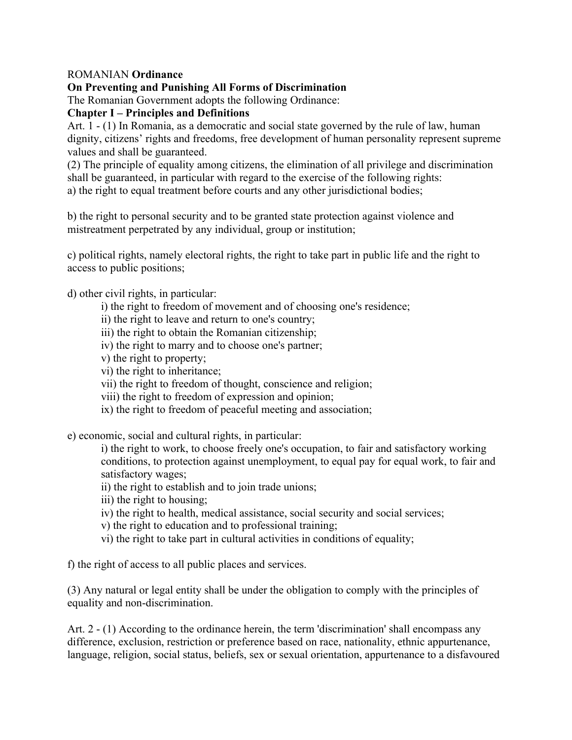ROMANIAN **Ordinance**

**On Preventing and Punishing All Forms of Discrimination**

The Romanian Government adopts the following Ordinance:

**Chapter I – Principles and Definitions**

Art. 1 - (1) In Romania, as a democratic and social state governed by the rule of law, human dignity, citizens' rights and freedoms, free development of human personality represent supreme values and shall be guaranteed.

(2) The principle of equality among citizens, the elimination of all privilege and discrimination shall be guaranteed, in particular with regard to the exercise of the following rights:

a) the right to equal treatment before courts and any other jurisdictional bodies;

b) the right to personal security and to be granted state protection against violence and mistreatment perpetrated by any individual, group or institution;

c) political rights, namely electoral rights, the right to take part in public life and the right to access to public positions;

d) other civil rights, in particular:

- i) the right to freedom of movement and of choosing one's residence;
- ii) the right to leave and return to one's country;
- iii) the right to obtain the Romanian citizenship;
- iv) the right to marry and to choose one's partner;
- v) the right to property;
- vi) the right to inheritance;
- vii) the right to freedom of thought, conscience and religion;
- viii) the right to freedom of expression and opinion;
- ix) the right to freedom of peaceful meeting and association;

e) economic, social and cultural rights, in particular:

- i) the right to work, to choose freely one's occupation, to fair and satisfactory working conditions, to protection against unemployment, to equal pay for equal work, to fair and satisfactory wages;
- ii) the right to establish and to join trade unions;
- iii) the right to housing;
- iv) the right to health, medical assistance, social security and social services;
- v) the right to education and to professional training;
- vi) the right to take part in cultural activities in conditions of equality;

f) the right of access to all public places and services.

(3) Any natural or legal entity shall be under the obligation to comply with the principles of equality and non-discrimination.

Art. 2 - (1) According to the ordinance herein, the term 'discrimination' shall encompass any difference, exclusion, restriction or preference based on race, nationality, ethnic appurtenance, language, religion, social status, beliefs, sex or sexual orientation, appurtenance to a disfavoured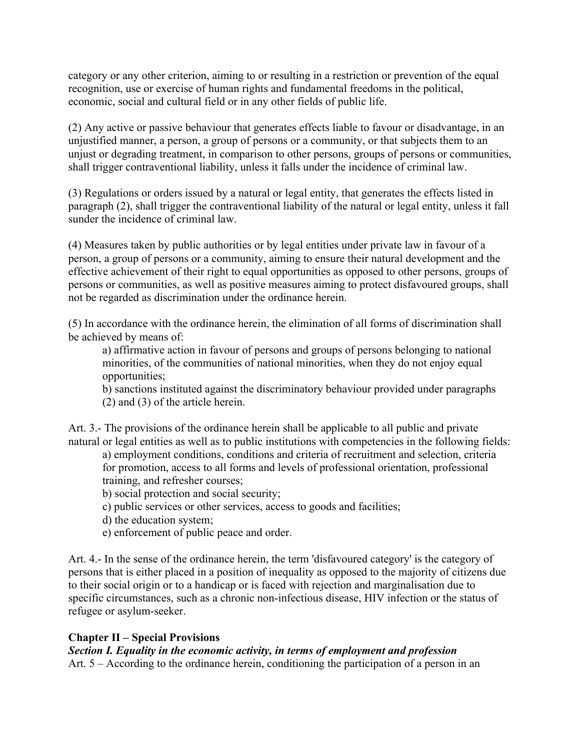category or any other criterion, aiming to or resulting in a restriction or prevention of the equal recognition, use or exercise of human rights and fundamental freedoms in the political, economic, social and cultural field or in any other fields of public life.

(2) Any active or passive behaviour that generates effects liable to favour or disadvantage, in an unjustified manner, a person, a group of persons or a community, or that subjects them to an unjust or degrading treatment, in comparison to other persons, groups of persons or communities, shall trigger contraventional liability, unless it falls under the incidence of criminal law.

(3) Regulations or orders issued by a natural or legal entity, that generates the effects listed in paragraph (2), shall trigger the contraventional liability of the natural or legal entity, unless it fall sunder the incidence of criminal law.

(4) Measures taken by public authorities or by legal entities under private law in favour of a person, a group of persons or a community, aiming to ensure their natural development and the effective achievement of their right to equal opportunities as opposed to other persons, groups of persons or communities, as well as positive measures aiming to protect disfavoured groups, shall not be regarded as discrimination under the ordinance herein.

(5) In accordance with the ordinance herein, the elimination of all forms of discrimination shall be achieved by means of:

a) affirmative action in favour of persons and groups of persons belonging to national minorities, of the communities of national minorities, when they do not enjoy equal opportunities;

b) sanctions instituted against the discriminatory behaviour provided under paragraphs (2) and (3) of the article herein.

Art. 3.- The provisions of the ordinance herein shall be applicable to all public and private natural or legal entities as well as to public institutions with competencies in the following fields:

a) employment conditions, conditions and criteria of recruitment and selection, criteria for promotion, access to all forms and levels of professional orientation, professional training, and refresher courses;

b) social protection and social security;

c) public services or other services, access to goods and facilities;

d) the education system;

e) enforcement of public peace and order.

Art. 4.- In the sense of the ordinance herein, the term 'disfavoured category' is the category of persons that is either placed in a position of inequality as opposed to the majority of citizens due to their social origin or to a handicap or is faced with rejection and marginalisation due to specific circumstances, such as a chronic non-infectious disease, HIV infection or the status of refugee or asylum-seeker.

## Chapter II – Special Provisions

***Section I. Equality in the economic activity, in terms of employment and profession***

Art. 5 – According to the ordinance herein, conditioning the participation of a person in an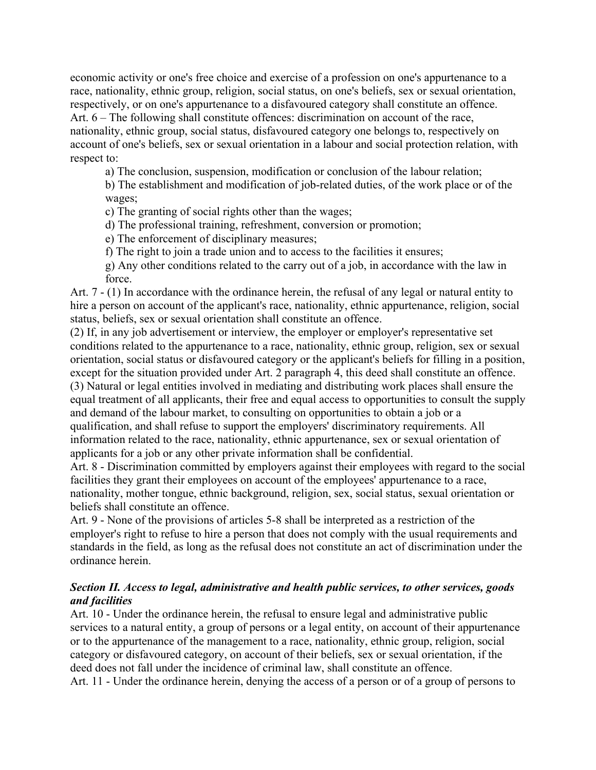economic activity or one's free choice and exercise of a profession on one's appurtenance to a race, nationality, ethnic group, religion, social status, on one's beliefs, sex or sexual orientation, respectively, or on one's appurtenance to a disfavoured category shall constitute an offence.

Art. 6 – The following shall constitute offences: discrimination on account of the race, nationality, ethnic group, social status, disfavoured category one belongs to, respectively on account of one's beliefs, sex or sexual orientation in a labour and social protection relation, with respect to:

a) The conclusion, suspension, modification or conclusion of the labour relation;

b) The establishment and modification of job-related duties, of the work place or of the wages;

c) The granting of social rights other than the wages;

d) The professional training, refreshment, conversion or promotion;

e) The enforcement of disciplinary measures;

f) The right to join a trade union and to access to the facilities it ensures;

g) Any other conditions related to the carry out of a job, in accordance with the law in force.

Art. 7 - (1) In accordance with the ordinance herein, the refusal of any legal or natural entity to hire a person on account of the applicant's race, nationality, ethnic appurtenance, religion, social status, beliefs, sex or sexual orientation shall constitute an offence.

(2) If, in any job advertisement or interview, the employer or employer's representative set conditions related to the appurtenance to a race, nationality, ethnic group, religion, sex or sexual orientation, social status or disfavoured category or the applicant's beliefs for filling in a position, except for the situation provided under Art. 2 paragraph 4, this deed shall constitute an offence.

(3) Natural or legal entities involved in mediating and distributing work places shall ensure the equal treatment of all applicants, their free and equal access to opportunities to consult the supply and demand of the labour market, to consulting on opportunities to obtain a job or a qualification, and shall refuse to support the employers' discriminatory requirements. All information related to the race, nationality, ethnic appurtenance, sex or sexual orientation of applicants for a job or any other private information shall be confidential.

Art. 8 - Discrimination committed by employers against their employees with regard to the social facilities they grant their employees on account of the employees' appurtenance to a race, nationality, mother tongue, ethnic background, religion, sex, social status, sexual orientation or beliefs shall constitute an offence.

Art. 9 - None of the provisions of articles 5-8 shall be interpreted as a restriction of the employer's right to refuse to hire a person that does not comply with the usual requirements and standards in the field, as long as the refusal does not constitute an act of discrimination under the ordinance herein.

### *Section II. Access to legal, administrative and health public services, to other services, goods and facilities*

Art. 10 - Under the ordinance herein, the refusal to ensure legal and administrative public services to a natural entity, a group of persons or a legal entity, on account of their appurtenance or to the appurtenance of the management to a race, nationality, ethnic group, religion, social category or disfavoured category, on account of their beliefs, sex or sexual orientation, if the deed does not fall under the incidence of criminal law, shall constitute an offence.

Art. 11 - Under the ordinance herein, denying the access of a person or of a group of persons to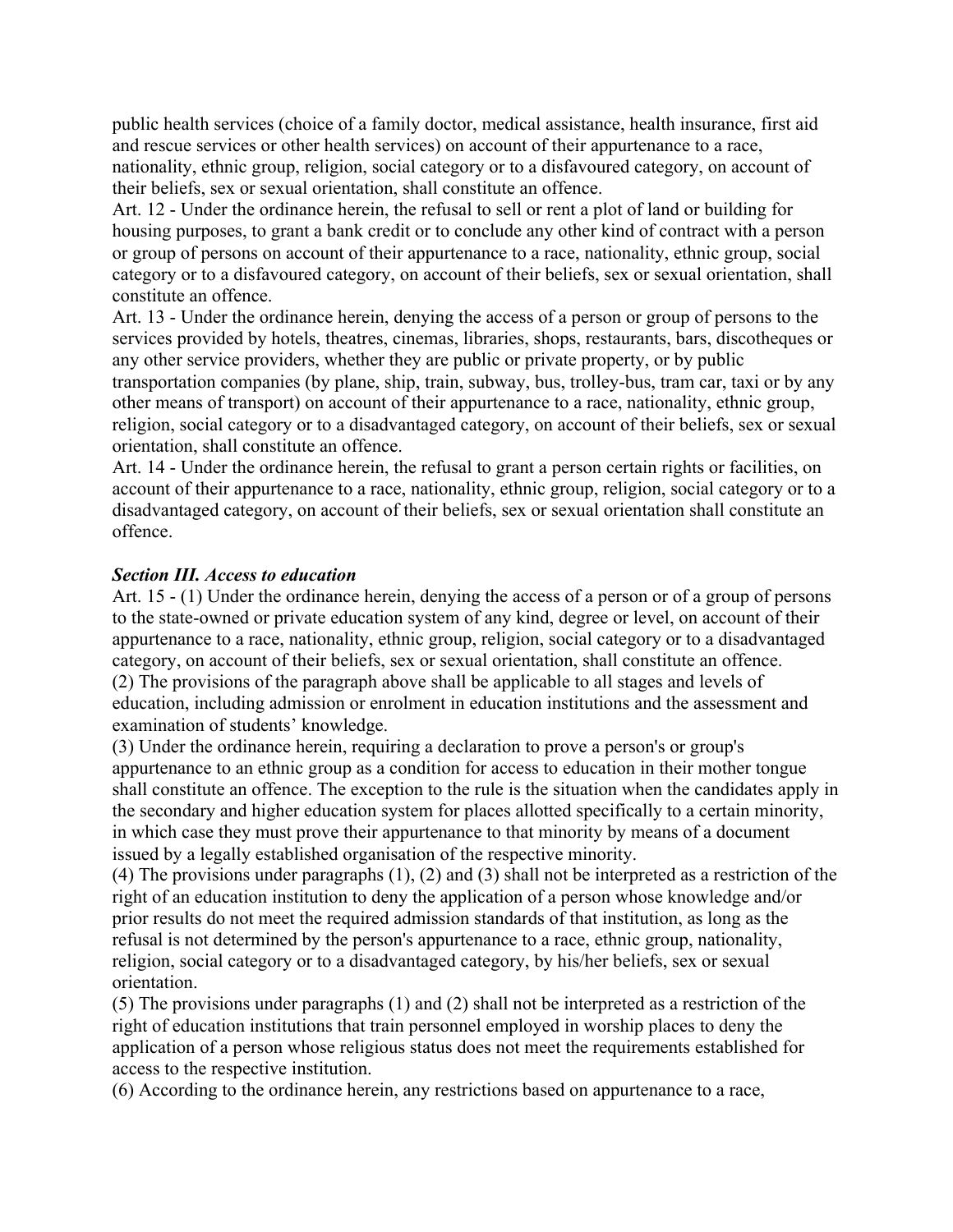public health services (choice of a family doctor, medical assistance, health insurance, first aid and rescue services or other health services) on account of their appurtenance to a race, nationality, ethnic group, religion, social category or to a disfavoured category, on account of their beliefs, sex or sexual orientation, shall constitute an offence.

Art. 12 - Under the ordinance herein, the refusal to sell or rent a plot of land or building for housing purposes, to grant a bank credit or to conclude any other kind of contract with a person or group of persons on account of their appurtenance to a race, nationality, ethnic group, social category or to a disfavoured category, on account of their beliefs, sex or sexual orientation, shall constitute an offence.

Art. 13 - Under the ordinance herein, denying the access of a person or group of persons to the services provided by hotels, theatres, cinemas, libraries, shops, restaurants, bars, discotheques or any other service providers, whether they are public or private property, or by public transportation companies (by plane, ship, train, subway, bus, trolley-bus, tram car, taxi or by any other means of transport) on account of their appurtenance to a race, nationality, ethnic group, religion, social category or to a disadvantaged category, on account of their beliefs, sex or sexual orientation, shall constitute an offence.

Art. 14 - Under the ordinance herein, the refusal to grant a person certain rights or facilities, on account of their appurtenance to a race, nationality, ethnic group, religion, social category or to a disadvantaged category, on account of their beliefs, sex or sexual orientation shall constitute an offence.

***Section III. Access to education***

Art. 15 - (1) Under the ordinance herein, denying the access of a person or of a group of persons to the state-owned or private education system of any kind, degree or level, on account of their appurtenance to a race, nationality, ethnic group, religion, social category or to a disadvantaged category, on account of their beliefs, sex or sexual orientation, shall constitute an offence.

(2) The provisions of the paragraph above shall be applicable to all stages and levels of education, including admission or enrolment in education institutions and the assessment and examination of students' knowledge.

(3) Under the ordinance herein, requiring a declaration to prove a person's or group's appurtenance to an ethnic group as a condition for access to education in their mother tongue shall constitute an offence. The exception to the rule is the situation when the candidates apply in the secondary and higher education system for places allotted specifically to a certain minority, in which case they must prove their appurtenance to that minority by means of a document issued by a legally established organisation of the respective minority.

(4) The provisions under paragraphs (1), (2) and (3) shall not be interpreted as a restriction of the right of an education institution to deny the application of a person whose knowledge and/or prior results do not meet the required admission standards of that institution, as long as the refusal is not determined by the person's appurtenance to a race, ethnic group, nationality, religion, social category or to a disadvantaged category, by his/her beliefs, sex or sexual orientation.

(5) The provisions under paragraphs (1) and (2) shall not be interpreted as a restriction of the right of education institutions that train personnel employed in worship places to deny the application of a person whose religious status does not meet the requirements established for access to the respective institution.

(6) According to the ordinance herein, any restrictions based on appurtenance to a race,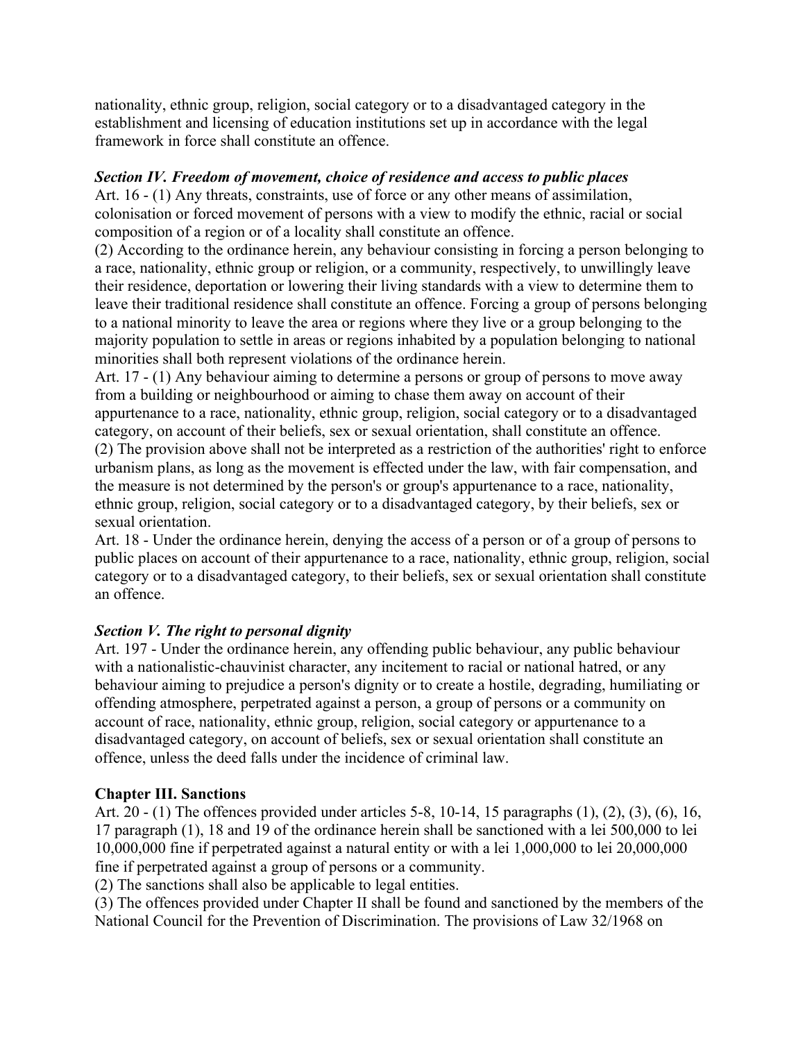nationality, ethnic group, religion, social category or to a disadvantaged category in the establishment and licensing of education institutions set up in accordance with the legal framework in force shall constitute an offence.

***Section IV. Freedom of movement, choice of residence and access to public places***

Art. 16 - (1) Any threats, constraints, use of force or any other means of assimilation, colonisation or forced movement of persons with a view to modify the ethnic, racial or social composition of a region or of a locality shall constitute an offence.

(2) According to the ordinance herein, any behaviour consisting in forcing a person belonging to a race, nationality, ethnic group or religion, or a community, respectively, to unwillingly leave their residence, deportation or lowering their living standards with a view to determine them to leave their traditional residence shall constitute an offence. Forcing a group of persons belonging to a national minority to leave the area or regions where they live or a group belonging to the majority population to settle in areas or regions inhabited by a population belonging to national minorities shall both represent violations of the ordinance herein.

Art. 17 - (1) Any behaviour aiming to determine a persons or group of persons to move away from a building or neighbourhood or aiming to chase them away on account of their appurtenance to a race, nationality, ethnic group, religion, social category or to a disadvantaged category, on account of their beliefs, sex or sexual orientation, shall constitute an offence.

(2) The provision above shall not be interpreted as a restriction of the authorities' right to enforce urbanism plans, as long as the movement is effected under the law, with fair compensation, and the measure is not determined by the person's or group's appurtenance to a race, nationality, ethnic group, religion, social category or to a disadvantaged category, by their beliefs, sex or sexual orientation.

Art. 18 - Under the ordinance herein, denying the access of a person or of a group of persons to public places on account of their appurtenance to a race, nationality, ethnic group, religion, social category or to a disadvantaged category, to their beliefs, sex or sexual orientation shall constitute an offence.

***Section V. The right to personal dignity***

Art. 197 - Under the ordinance herein, any offending public behaviour, any public behaviour with a nationalistic-chauvinist character, any incitement to racial or national hatred, or any behaviour aiming to prejudice a person's dignity or to create a hostile, degrading, humiliating or offending atmosphere, perpetrated against a person, a group of persons or a community on account of race, nationality, ethnic group, religion, social category or appurtenance to a disadvantaged category, on account of beliefs, sex or sexual orientation shall constitute an offence, unless the deed falls under the incidence of criminal law.

**Chapter III. Sanctions**

Art. 20 - (1) The offences provided under articles 5-8, 10-14, 15 paragraphs (1), (2), (3), (6), 16, 17 paragraph (1), 18 and 19 of the ordinance herein shall be sanctioned with a lei 500,000 to lei 10,000,000 fine if perpetrated against a natural entity or with a lei 1,000,000 to lei 20,000,000 fine if perpetrated against a group of persons or a community.

(2) The sanctions shall also be applicable to legal entities.

(3) The offences provided under Chapter II shall be found and sanctioned by the members of the National Council for the Prevention of Discrimination. The provisions of Law 32/1968 on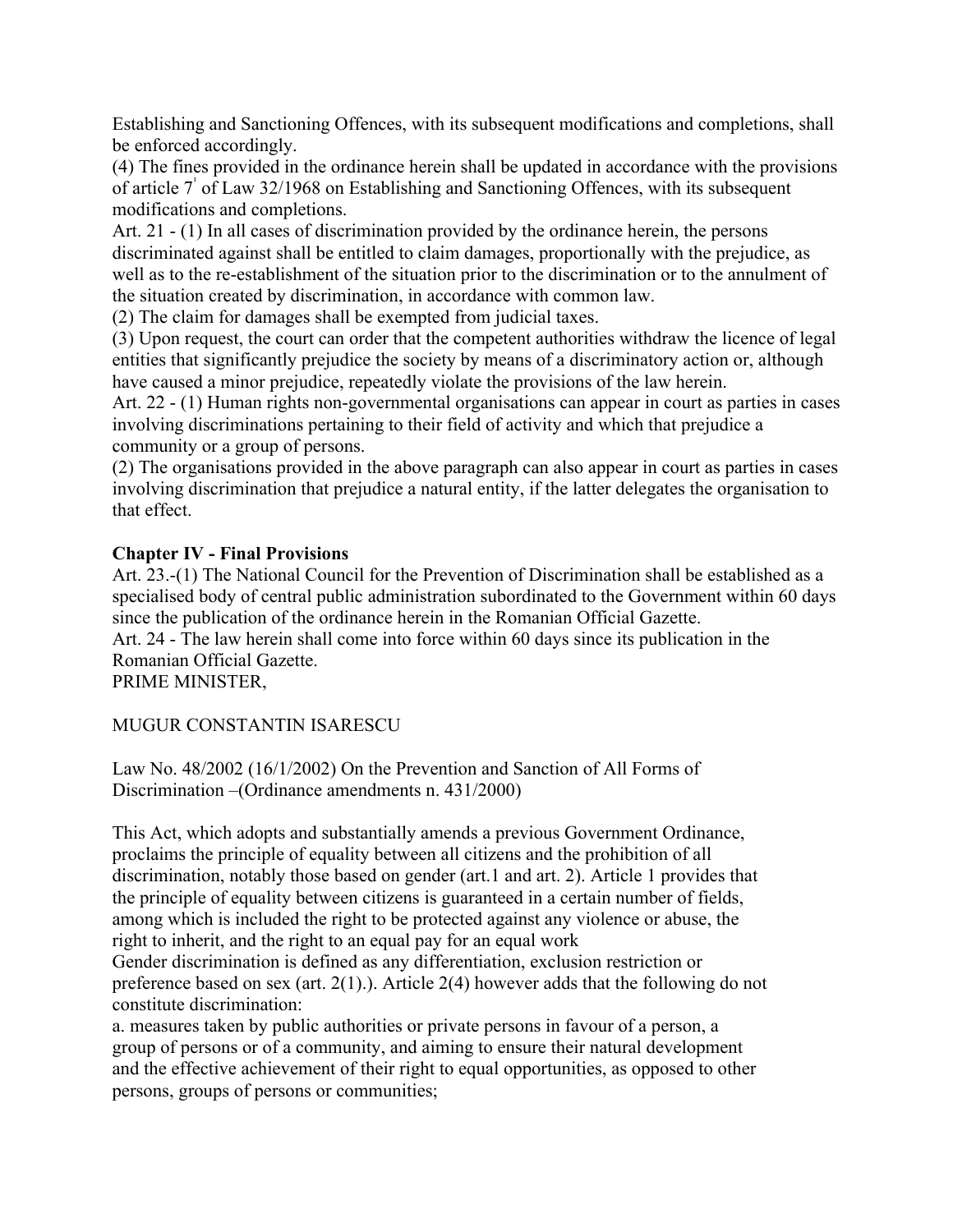Establishing and Sanctioning Offences, with its subsequent modifications and completions, shall be enforced accordingly.

(4) The fines provided in the ordinance herein shall be updated in accordance with the provisions of article 7' of Law 32/1968 on Establishing and Sanctioning Offences, with its subsequent modifications and completions.

Art. 21 - (1) In all cases of discrimination provided by the ordinance herein, the persons discriminated against shall be entitled to claim damages, proportionally with the prejudice, as well as to the re-establishment of the situation prior to the discrimination or to the annulment of the situation created by discrimination, in accordance with common law.

(2) The claim for damages shall be exempted from judicial taxes.

(3) Upon request, the court can order that the competent authorities withdraw the licence of legal entities that significantly prejudice the society by means of a discriminatory action or, although have caused a minor prejudice, repeatedly violate the provisions of the law herein.

Art. 22 - (1) Human rights non-governmental organisations can appear in court as parties in cases involving discriminations pertaining to their field of activity and which that prejudice a community or a group of persons.

(2) The organisations provided in the above paragraph can also appear in court as parties in cases involving discrimination that prejudice a natural entity, if the latter delegates the organisation to that effect.

**Chapter IV - Final Provisions**

Art. 23.-(1) The National Council for the Prevention of Discrimination shall be established as a specialised body of central public administration subordinated to the Government within 60 days since the publication of the ordinance herein in the Romanian Official Gazette.

Art. 24 - The law herein shall come into force within 60 days since its publication in the Romanian Official Gazette.

PRIME MINISTER,

MUGUR CONSTANTIN ISARESCU

Law No. 48/2002 (16/1/2002) On the Prevention and Sanction of All Forms of Discrimination –(Ordinance amendments n. 431/2000)

This Act, which adopts and substantially amends a previous Government Ordinance, proclaims the principle of equality between all citizens and the prohibition of all discrimination, notably those based on gender (art.1 and art. 2). Article 1 provides that the principle of equality between citizens is guaranteed in a certain number of fields, among which is included the right to be protected against any violence or abuse, the right to inherit, and the right to an equal pay for an equal work

Gender discrimination is defined as any differentiation, exclusion restriction or preference based on sex (art. 2(1).). Article 2(4) however adds that the following do not constitute discrimination:

a. measures taken by public authorities or private persons in favour of a person, a group of persons or of a community, and aiming to ensure their natural development and the effective achievement of their right to equal opportunities, as opposed to other persons, groups of persons or communities;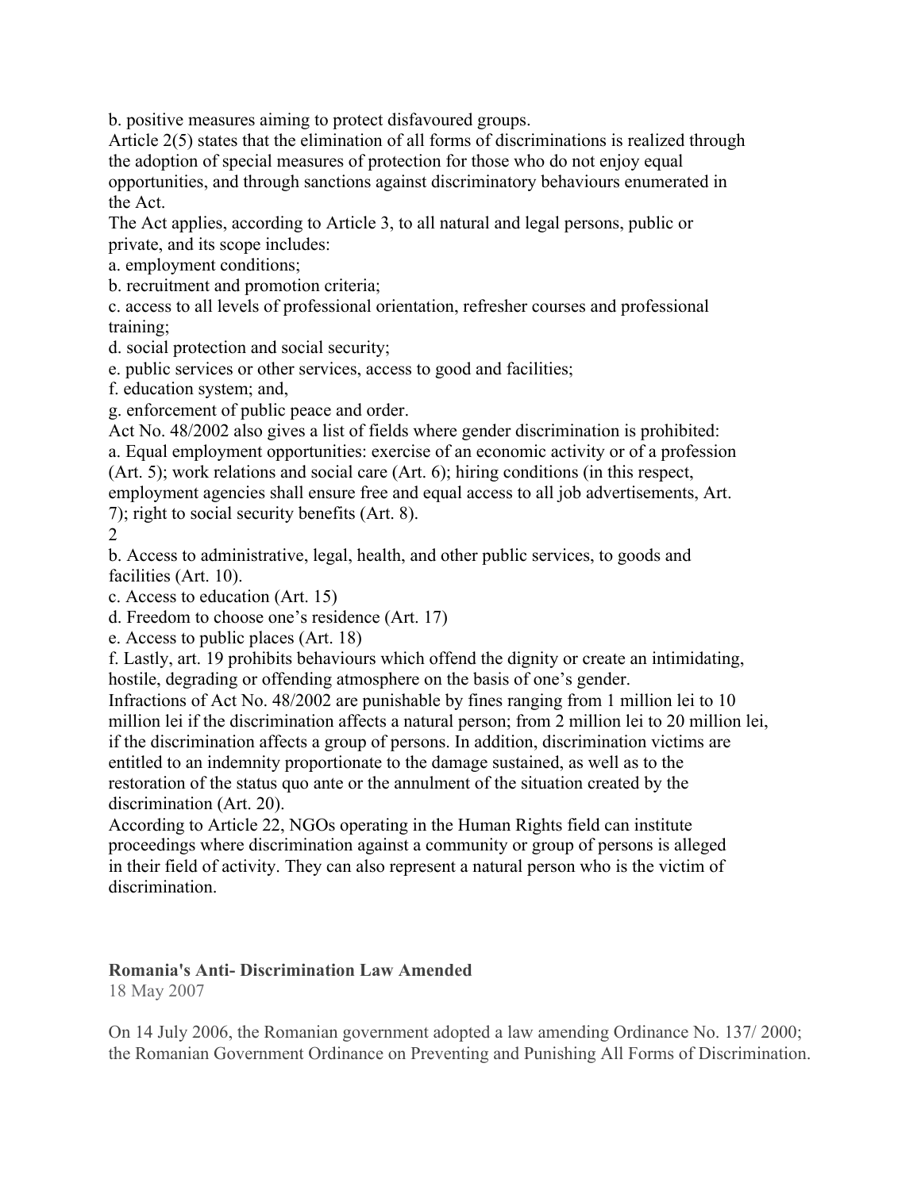b. positive measures aiming to protect disfavoured groups.

Article 2(5) states that the elimination of all forms of discriminations is realized through the adoption of special measures of protection for those who do not enjoy equal opportunities, and through sanctions against discriminatory behaviours enumerated in the Act.

The Act applies, according to Article 3, to all natural and legal persons, public or private, and its scope includes:

a. employment conditions;
b. recruitment and promotion criteria;
c. access to all levels of professional orientation, refresher courses and professional training;
d. social protection and social security;
e. public services or other services, access to good and facilities;
f. education system; and,
g. enforcement of public peace and order.

Act No. 48/2002 also gives a list of fields where gender discrimination is prohibited:

a. Equal employment opportunities: exercise of an economic activity or of a profession (Art. 5); work relations and social care (Art. 6); hiring conditions (in this respect, employment agencies shall ensure free and equal access to all job advertisements, Art. 7); right to social security benefits (Art. 8).

b. Access to administrative, legal, health, and other public services, to goods and facilities (Art. 10).
c. Access to education (Art. 15)
d. Freedom to choose one's residence (Art. 17)
e. Access to public places (Art. 18)
f. Lastly, art. 19 prohibits behaviours which offend the dignity or create an intimidating, hostile, degrading or offending atmosphere on the basis of one's gender.

Infractions of Act No. 48/2002 are punishable by fines ranging from 1 million lei to 10 million lei if the discrimination affects a natural person; from 2 million lei to 20 million lei, if the discrimination affects a group of persons. In addition, discrimination victims are entitled to an indemnity proportionate to the damage sustained, as well as to the restoration of the status quo ante or the annulment of the situation created by the discrimination (Art. 20).

According to Article 22, NGOs operating in the Human Rights field can institute proceedings where discrimination against a community or group of persons is alleged in their field of activity. They can also represent a natural person who is the victim of discrimination.

**Romania's Anti- Discrimination Law Amended**

18 May 2007

On 14 July 2006, the Romanian government adopted a law amending Ordinance No. 137/ 2000; the Romanian Government Ordinance on Preventing and Punishing All Forms of Discrimination.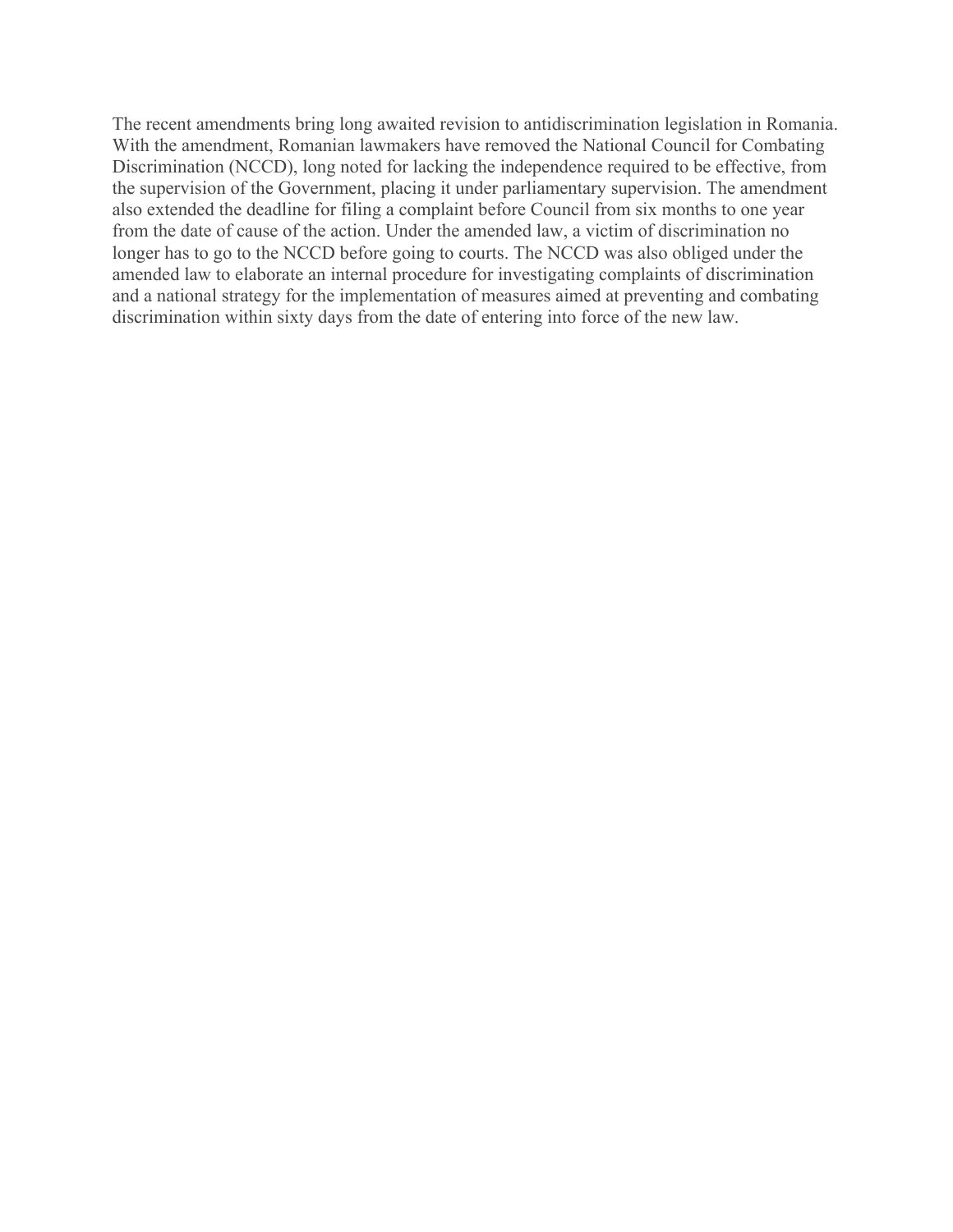The recent amendments bring long awaited revision to antidiscrimination legislation in Romania. With the amendment, Romanian lawmakers have removed the National Council for Combating Discrimination (NCCD), long noted for lacking the independence required to be effective, from the supervision of the Government, placing it under parliamentary supervision. The amendment also extended the deadline for filing a complaint before Council from six months to one year from the date of cause of the action. Under the amended law, a victim of discrimination no longer has to go to the NCCD before going to courts. The NCCD was also obliged under the amended law to elaborate an internal procedure for investigating complaints of discrimination and a national strategy for the implementation of measures aimed at preventing and combating discrimination within sixty days from the date of entering into force of the new law.